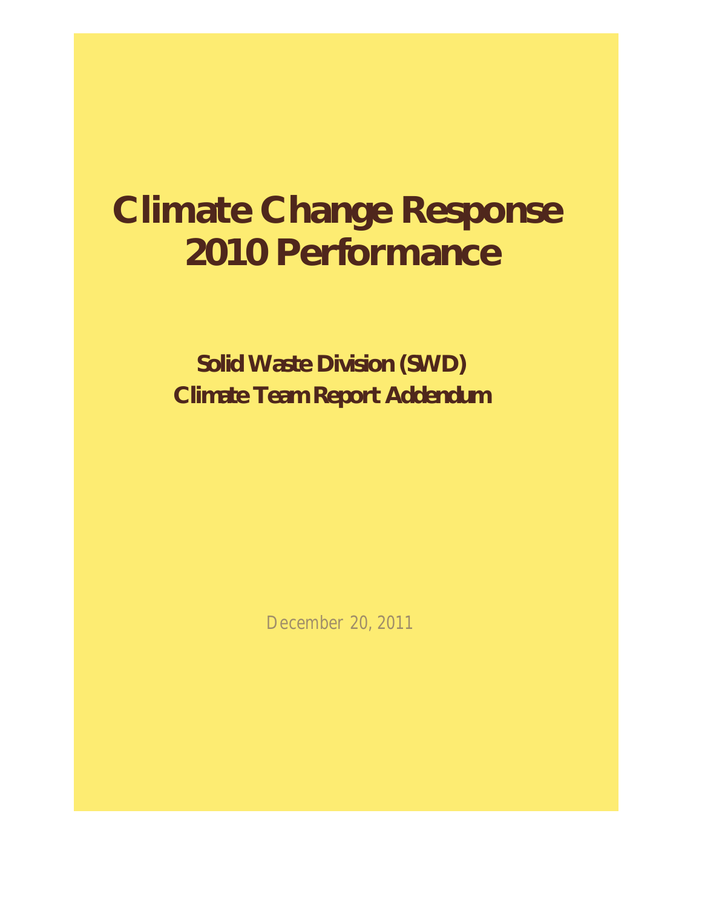# Climate Change Response 2010 Performance

## Solid Waste Division (SWD) Climate Team Report Addendum

December 20, 2011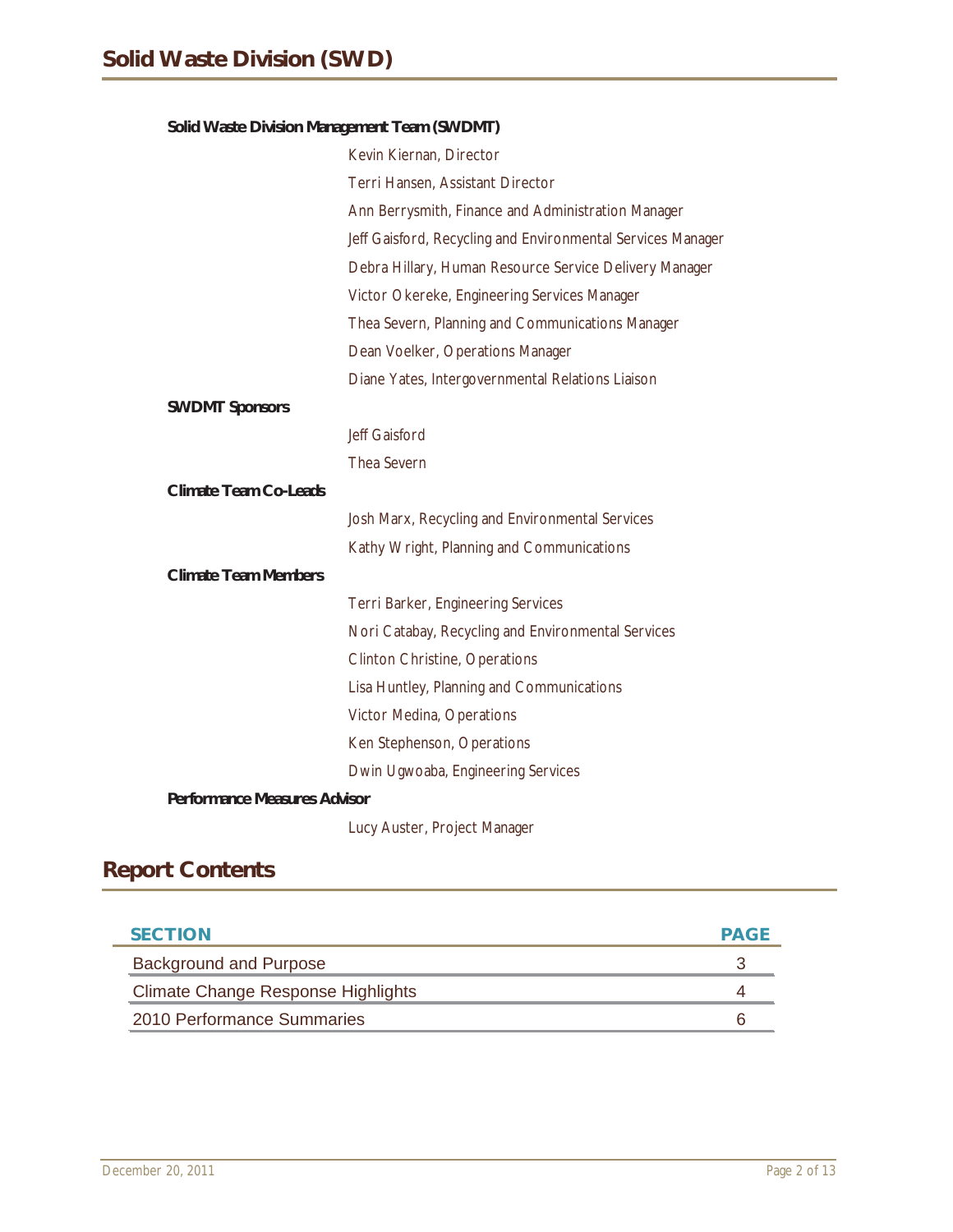# Solid Waste Division (SWD)

**Solid Waste Division Management Team (SWDMT)**

Kevin Kiernan, Director

Terri Hansen, Assistant Director

Ann Berrysmith, Finance and Administration Manager

Jeff Gaisford, Recycling and Environmental Services Manager

Debra Hillary, Human Resource Service Delivery Manager

Victor Okereke, Engineering Services Manager

Thea Severn, Planning and Communications Manager

Dean Voelker, Operations Manager

Diane Yates, Intergovernmental Relations Liaison

**SWDMT Sponsors**

Jeff Gaisford

Thea Severn

**Climate Team Co-Leads**

Josh Marx, Recycling and Environmental Services

Kathy Wright, Planning and Communications

**Climate Team Members**

Terri Barker, Engineering Services

Nori Catabay, Recycling and Environmental Services

Clinton Christine, Operations

Lisa Huntley, Planning and Communications

Victor Medina, Operations

Ken Stephenson, Operations

Dwin Ugwoaba, Engineering Services

**Performance Measures Advisor**

Lucy Auster, Project Manager

## Report Contents

| SECTION | PAGE |
|---|---|
| Background and Purpose | 3 |
| Climate Change Response Highlights | 4 |
| 2010 Performance Summaries | 6 |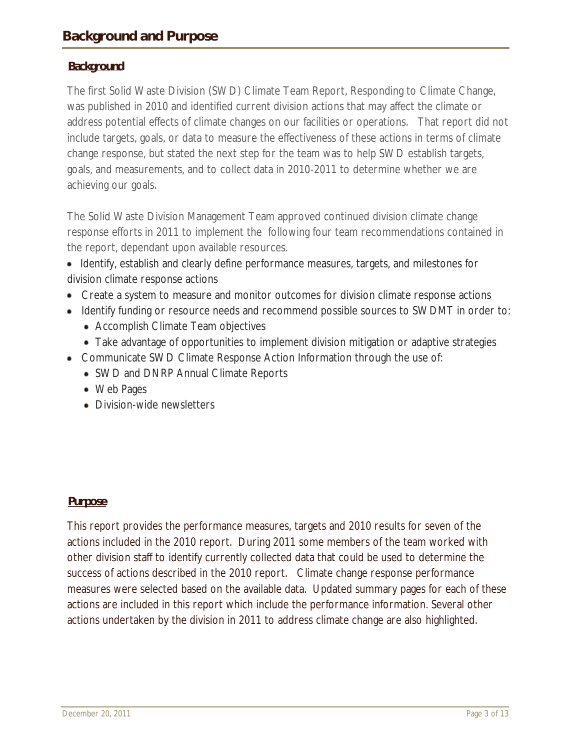# Background and Purpose

## Background

The first Solid Waste Division (SWD) Climate Team Report, Responding to Climate Change, was published in 2010 and identified current division actions that may affect the climate or address potential effects of climate changes on our facilities or operations. That report did not include targets, goals, or data to measure the effectiveness of these actions in terms of climate change response, but stated the next step for the team was to help SWD establish targets, goals, and measurements, and to collect data in 2010-2011 to determine whether we are achieving our goals.

The Solid Waste Division Management Team approved continued division climate change response efforts in 2011 to implement the following four team recommendations contained in the report, dependant upon available resources.

- Identify, establish and clearly define performance measures, targets, and milestones for division climate response actions
- Create a system to measure and monitor outcomes for division climate response actions
- Identify funding or resource needs and recommend possible sources to SWDMT in order to:
  - Accomplish Climate Team objectives
  - Take advantage of opportunities to implement division mitigation or adaptive strategies
- Communicate SWD Climate Response Action Information through the use of:
  - SWD and DNRP Annual Climate Reports
  - Web Pages
  - Division-wide newsletters

## Purpose

This report provides the performance measures, targets and 2010 results for seven of the actions included in the 2010 report. During 2011 some members of the team worked with other division staff to identify currently collected data that could be used to determine the success of actions described in the 2010 report. Climate change response performance measures were selected based on the available data. Updated summary pages for each of these actions are included in this report which include the performance information. Several other actions undertaken by the division in 2011 to address climate change are also highlighted.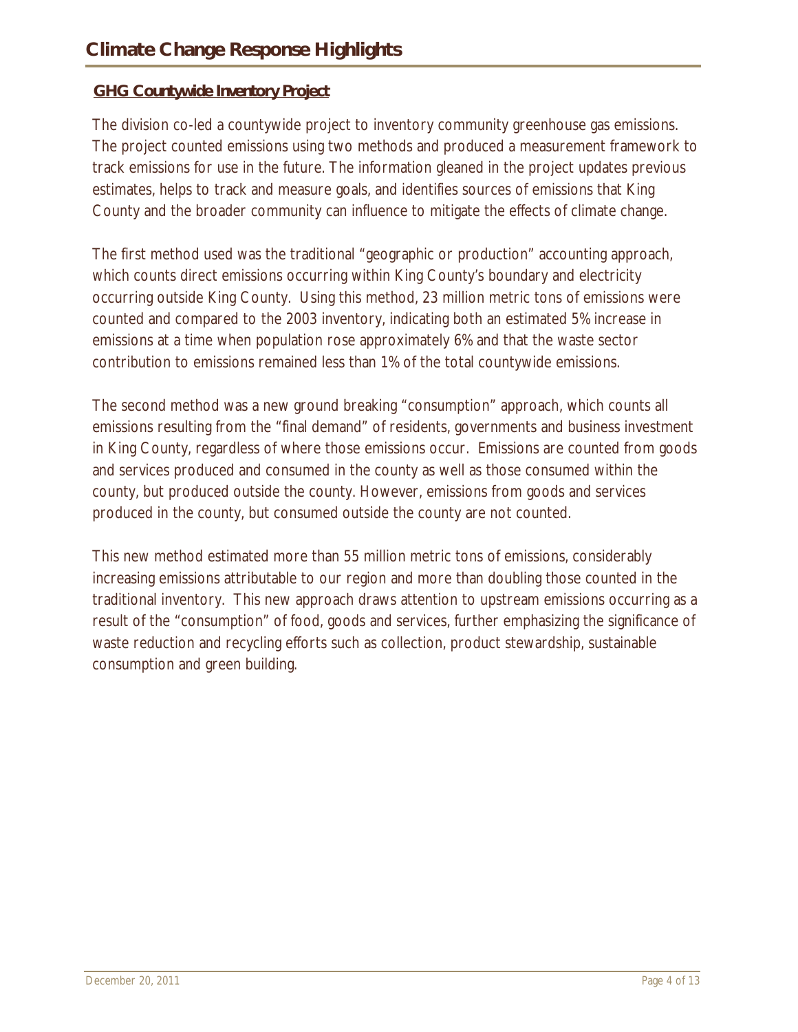# Climate Change Response Highlights

## GHG Countywide Inventory Project

The division co-led a countywide project to inventory community greenhouse gas emissions. The project counted emissions using two methods and produced a measurement framework to track emissions for use in the future. The information gleaned in the project updates previous estimates, helps to track and measure goals, and identifies sources of emissions that King County and the broader community can influence to mitigate the effects of climate change.

The first method used was the traditional "geographic or production" accounting approach, which counts direct emissions occurring within King County's boundary and electricity occurring outside King County. Using this method, 23 million metric tons of emissions were counted and compared to the 2003 inventory, indicating both an estimated 5% increase in emissions at a time when population rose approximately 6% and that the waste sector contribution to emissions remained less than 1% of the total countywide emissions.

The second method was a new ground breaking "consumption" approach, which counts all emissions resulting from the "final demand" of residents, governments and business investment in King County, regardless of where those emissions occur. Emissions are counted from goods and services produced and consumed in the county as well as those consumed within the county, but produced outside the county. However, emissions from goods and services produced in the county, but consumed outside the county are not counted.

This new method estimated more than 55 million metric tons of emissions, considerably increasing emissions attributable to our region and more than doubling those counted in the traditional inventory. This new approach draws attention to upstream emissions occurring as a result of the "consumption" of food, goods and services, further emphasizing the significance of waste reduction and recycling efforts such as collection, product stewardship, sustainable consumption and green building.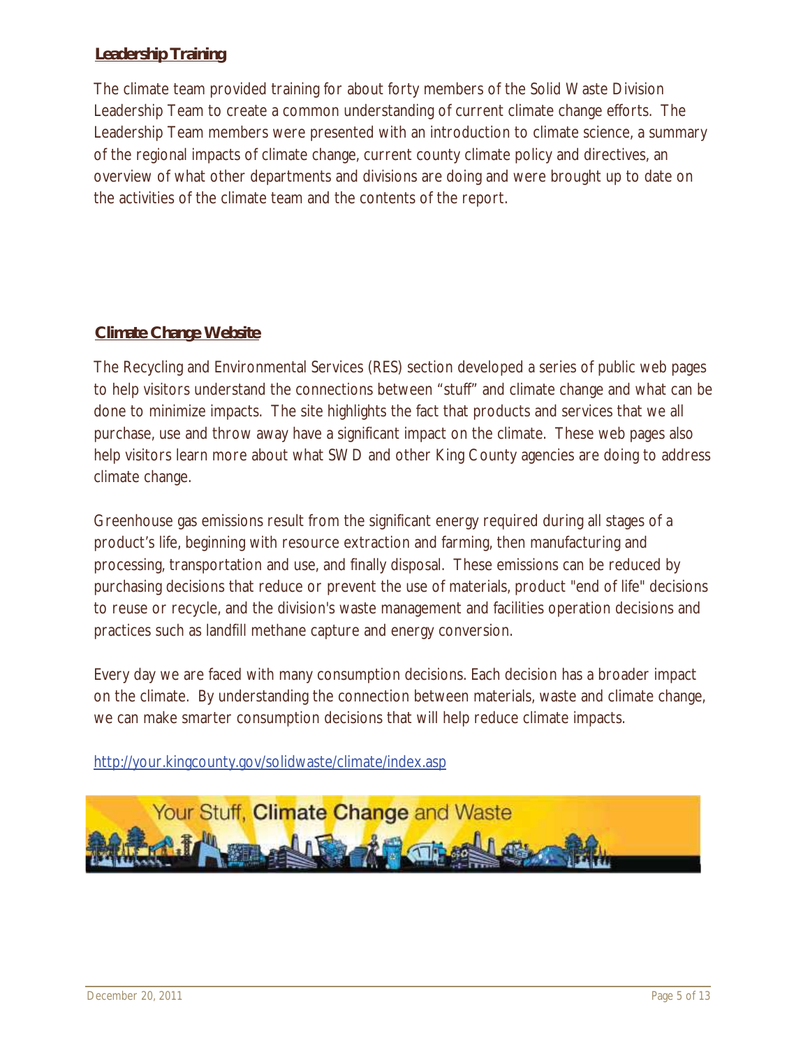## Leadership Training

The climate team provided training for about forty members of the Solid Waste Division Leadership Team to create a common understanding of current climate change efforts. The Leadership Team members were presented with an introduction to climate science, a summary of the regional impacts of climate change, current county climate policy and directives, an overview of what other departments and divisions are doing and were brought up to date on the activities of the climate team and the contents of the report.

## Climate Change Website

The Recycling and Environmental Services (RES) section developed a series of public web pages to help visitors understand the connections between "stuff" and climate change and what can be done to minimize impacts. The site highlights the fact that products and services that we all purchase, use and throw away have a significant impact on the climate. These web pages also help visitors learn more about what SWD and other King County agencies are doing to address climate change.

Greenhouse gas emissions result from the significant energy required during all stages of a product's life, beginning with resource extraction and farming, then manufacturing and processing, transportation and use, and finally disposal. These emissions can be reduced by purchasing decisions that reduce or prevent the use of materials, product "end of life" decisions to reuse or recycle, and the division's waste management and facilities operation decisions and practices such as landfill methane capture and energy conversion.

Every day we are faced with many consumption decisions. Each decision has a broader impact on the climate. By understanding the connection between materials, waste and climate change, we can make smarter consumption decisions that will help reduce climate impacts.

http://your.kingcounty.gov/solidwaste/climate/index.asp

Your Stuff, Climate Change and Waste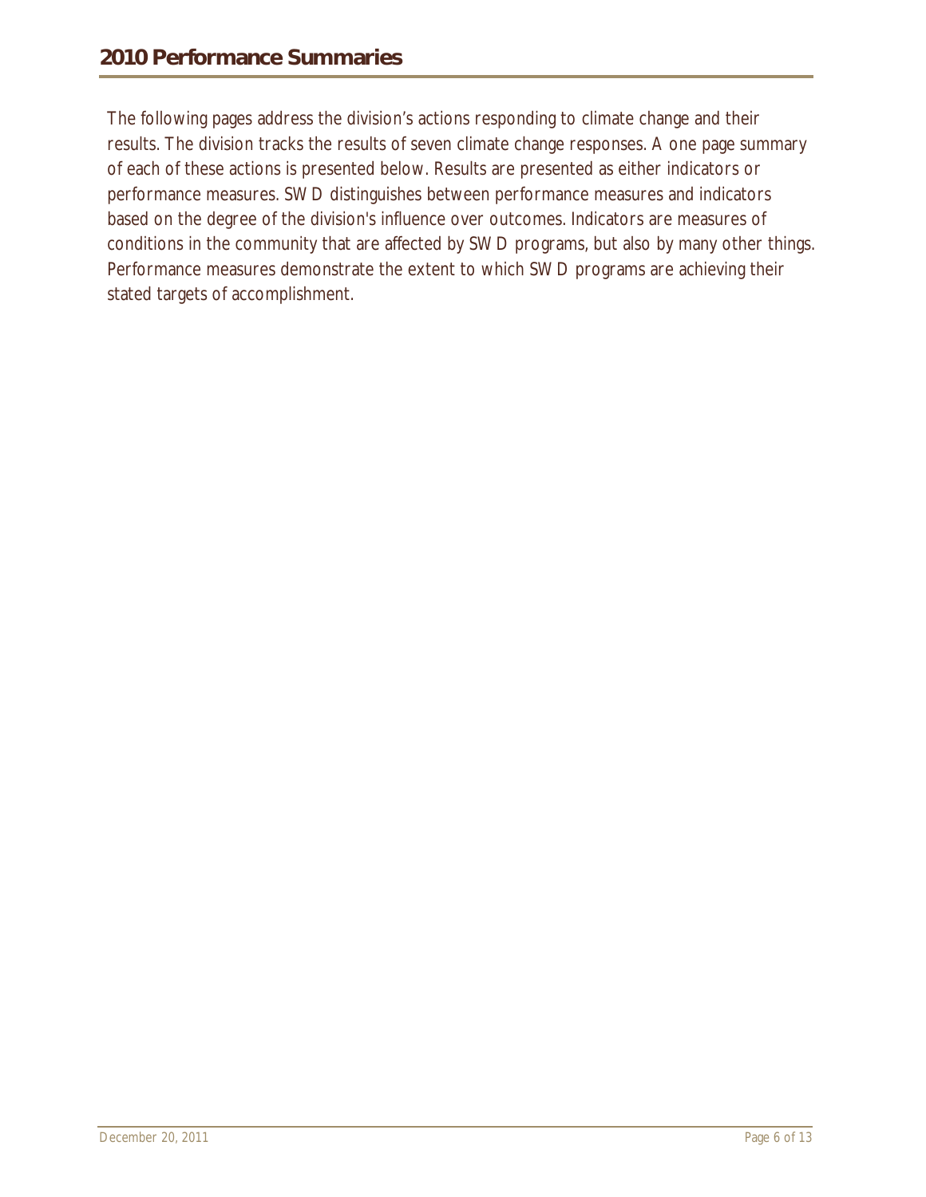## 2010 Performance Summaries

The following pages address the division's actions responding to climate change and their results. The division tracks the results of seven climate change responses. A one page summary of each of these actions is presented below. Results are presented as either indicators or performance measures. SWD distinguishes between performance measures and indicators based on the degree of the division's influence over outcomes. Indicators are measures of conditions in the community that are affected by SWD programs, but also by many other things. Performance measures demonstrate the extent to which SWD programs are achieving their stated targets of accomplishment.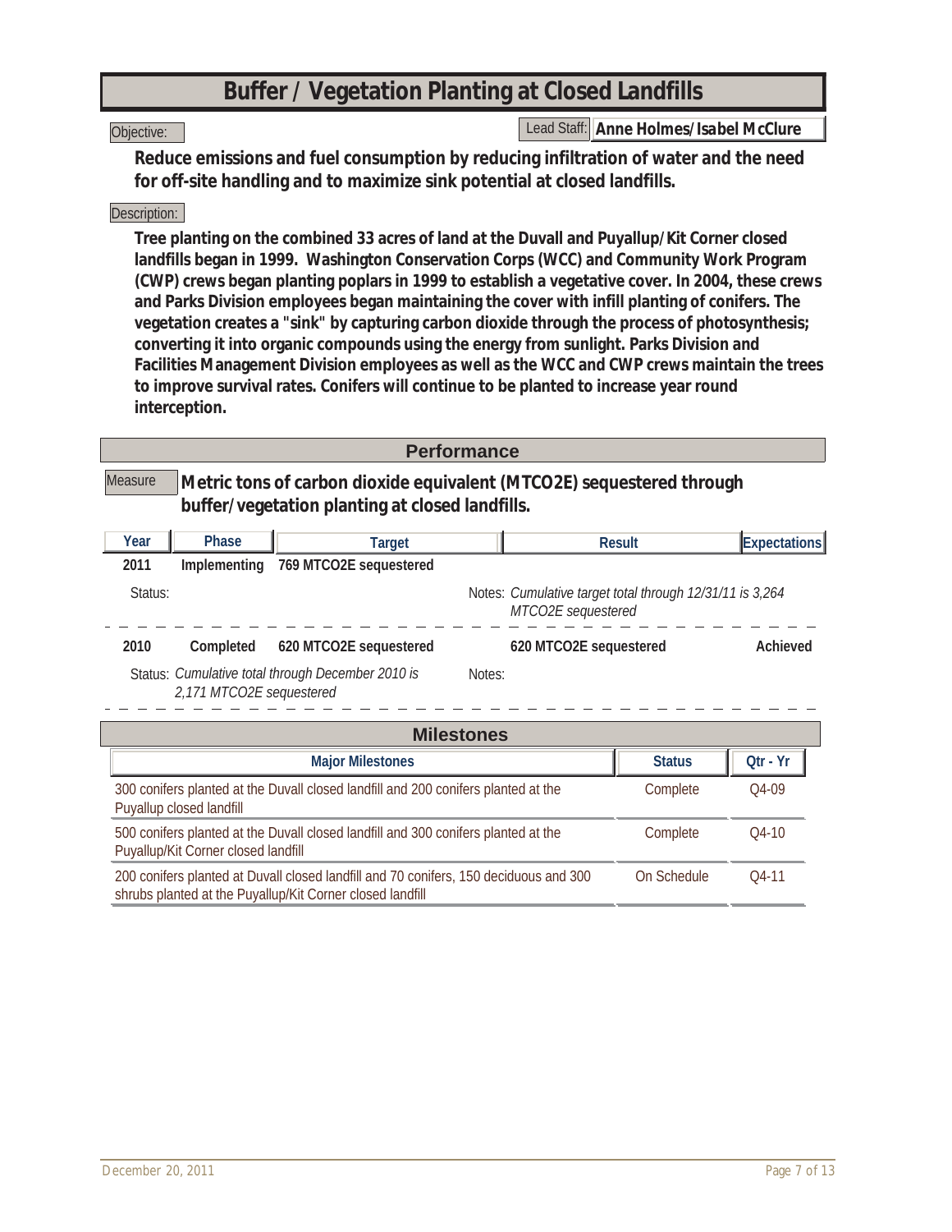# Buffer / Vegetation Planting at Closed Landfills

**Lead Staff:** Anne Holmes/Isabel McClure

**Objective:**

**Reduce emissions and fuel consumption by reducing infiltration of water and the need for off-site handling and to maximize sink potential at closed landfills.**

**Description:**

**Tree planting on the combined 33 acres of land at the Duvall and Puyallup/Kit Corner closed landfills began in 1999. Washington Conservation Corps (WCC) and Community Work Program (CWP) crews began planting poplars in 1999 to establish a vegetative cover. In 2004, these crews and Parks Division employees began maintaining the cover with infill planting of conifers. The vegetation creates a "sink" by capturing carbon dioxide through the process of photosynthesis; converting it into organic compounds using the energy from sunlight. Parks Division and Facilities Management Division employees as well as the WCC and CWP crews maintain the trees to improve survival rates. Conifers will continue to be planted to increase year round interception.**

## Performance

**Measure:** **Metric tons of carbon dioxide equivalent (MTCO2E) sequestered through buffer/vegetation planting at closed landfills.**

| Year | Phase | Target | Result | Expectations |
|---|---|---|---|---|
| 2011 | Implementing | 769 MTCO2E sequestered | | |
| Status: | | | Notes: *Cumulative target total through 12/31/11 is 3,264 MTCO2E sequestered* | |
| 2010 | Completed | 620 MTCO2E sequestered | 620 MTCO2E sequestered | Achieved |
| Status: *Cumulative total through December 2010 is 2,171 MTCO2E sequestered* | | | Notes: | |

## Milestones

| Major Milestones | Status | Qtr - Yr |
|---|---|---|
| 300 conifers planted at the Duvall closed landfill and 200 conifers planted at the Puyallup closed landfill | Complete | Q4-09 |
| 500 conifers planted at the Duvall closed landfill and 300 conifers planted at the Puyallup/Kit Corner closed landfill | Complete | Q4-10 |
| 200 conifers planted at Duvall closed landfill and 70 conifers, 150 deciduous and 300 shrubs planted at the Puyallup/Kit Corner closed landfill | On Schedule | Q4-11 |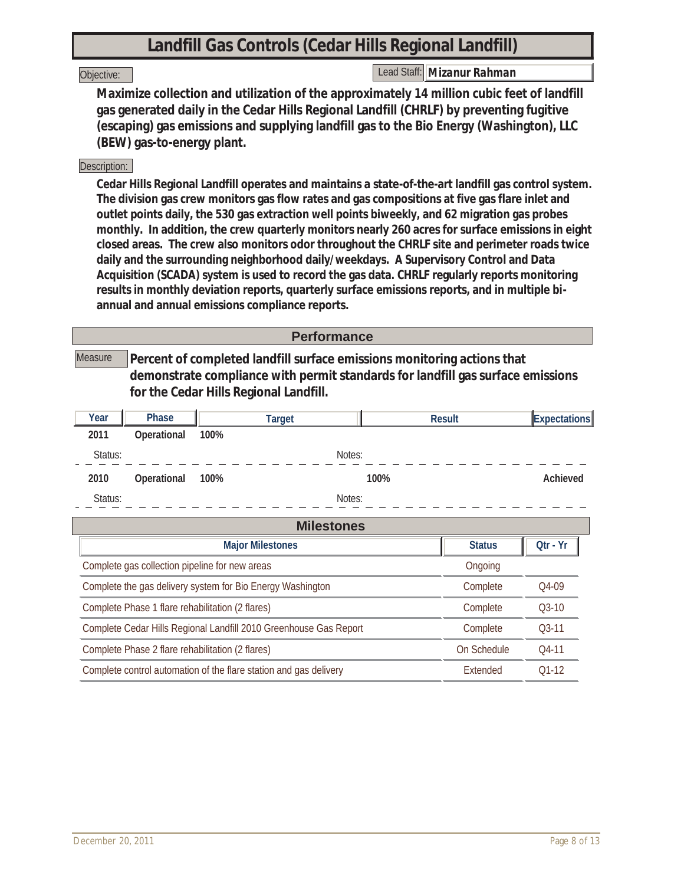# Landfill Gas Controls (Cedar Hills Regional Landfill)

Objective:

Lead Staff: **Mizanur Rahman**

**Maximize collection and utilization of the approximately 14 million cubic feet of landfill gas generated daily in the Cedar Hills Regional Landfill (CHRLF) by preventing fugitive (escaping) gas emissions and supplying landfill gas to the Bio Energy (Washington), LLC (BEW) gas-to-energy plant.**

Description:

**Cedar Hills Regional Landfill operates and maintains a state-of-the-art landfill gas control system. The division gas crew monitors gas flow rates and gas compositions at five gas flare inlet and outlet points daily, the 530 gas extraction well points biweekly, and 62 migration gas probes monthly. In addition, the crew quarterly monitors nearly 260 acres for surface emissions in eight closed areas. The crew also monitors odor throughout the CHRLF site and perimeter roads twice daily and the surrounding neighborhood daily/weekdays. A Supervisory Control and Data Acquisition (SCADA) system is used to record the gas data. CHRLF regularly reports monitoring results in monthly deviation reports, quarterly surface emissions reports, and in multiple bi-annual and annual emissions compliance reports.**

## Performance

Measure **Percent of completed landfill surface emissions monitoring actions that demonstrate compliance with permit standards for landfill gas surface emissions for the Cedar Hills Regional Landfill.**

| Year | Phase | Target | Result | Expectations |
|---|---|---|---|---|
| 2011 | Operational | 100% | | |
| Status: | | Notes: | | |
| 2010 | Operational | 100% | 100% | Achieved |
| Status: | | Notes: | | |

## Milestones

| Major Milestones | Status | Qtr - Yr |
|---|---|---|
| Complete gas collection pipeline for new areas | Ongoing | |
| Complete the gas delivery system for Bio Energy Washington | Complete | Q4-09 |
| Complete Phase 1 flare rehabilitation (2 flares) | Complete | Q3-10 |
| Complete Cedar Hills Regional Landfill 2010 Greenhouse Gas Report | Complete | Q3-11 |
| Complete Phase 2 flare rehabilitation (2 flares) | On Schedule | Q4-11 |
| Complete control automation of the flare station and gas delivery | Extended | Q1-12 |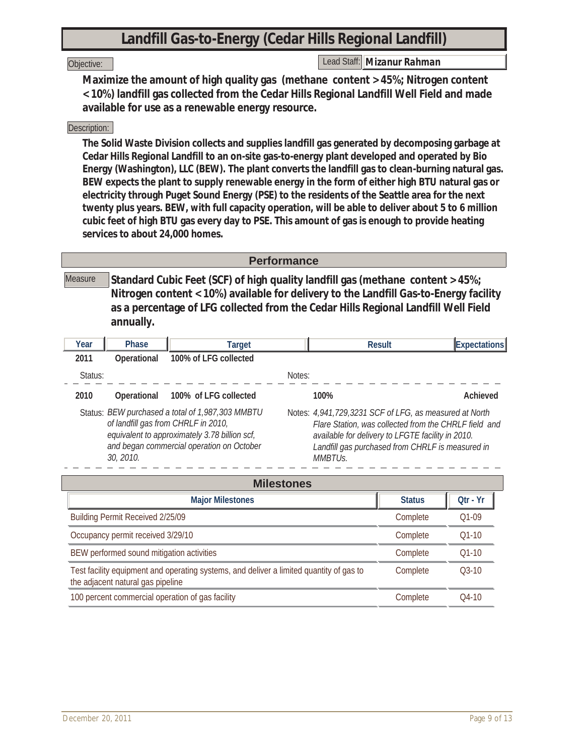# Landfill Gas-to-Energy (Cedar Hills Regional Landfill)

Objective:

Lead Staff: **Mizanur Rahman**

**Maximize the amount of high quality gas (methane content >45%; Nitrogen content <10%) landfill gas collected from the Cedar Hills Regional Landfill Well Field and made available for use as a renewable energy resource.**

Description:

**The Solid Waste Division collects and supplies landfill gas generated by decomposing garbage at Cedar Hills Regional Landfill to an on-site gas-to-energy plant developed and operated by Bio Energy (Washington), LLC (BEW). The plant converts the landfill gas to clean-burning natural gas. BEW expects the plant to supply renewable energy in the form of either high BTU natural gas or electricity through Puget Sound Energy (PSE) to the residents of the Seattle area for the next twenty plus years. BEW, with full capacity operation, will be able to deliver about 5 to 6 million cubic feet of high BTU gas every day to PSE. This amount of gas is enough to provide heating services to about 24,000 homes.**

## Performance

Measure: **Standard Cubic Feet (SCF) of high quality landfill gas (methane content >45%; Nitrogen content <10%) available for delivery to the Landfill Gas-to-Energy facility as a percentage of LFG collected from the Cedar Hills Regional Landfill Well Field annually.**

| Year | Phase | Target | Result | Expectations |
|---|---|---|---|---|
| 2011 | Operational | 100% of LFG collected | | |
| Status: | | | Notes: | |
| 2010 | Operational | 100% of LFG collected | 100% | Achieved |
| Status: *BEW purchased a total of 1,987,303 MMBTU of landfill gas from CHRLF in 2010, equivalent to approximately 3.78 billion scf, and began commercial operation on October 30, 2010.* | | | Notes: *4,941,729,3231 SCF of LFG, as measured at North Flare Station, was collected from the CHRLF field and available for delivery to LFGTE facility in 2010. Landfill gas purchased from CHRLF is measured in MMBTUs.* | |

## Milestones

| Major Milestones | Status | Qtr - Yr |
|---|---|---|
| Building Permit Received 2/25/09 | Complete | Q1-09 |
| Occupancy permit received 3/29/10 | Complete | Q1-10 |
| BEW performed sound mitigation activities | Complete | Q1-10 |
| Test facility equipment and operating systems, and deliver a limited quantity of gas to the adjacent natural gas pipeline | Complete | Q3-10 |
| 100 percent commercial operation of gas facility | Complete | Q4-10 |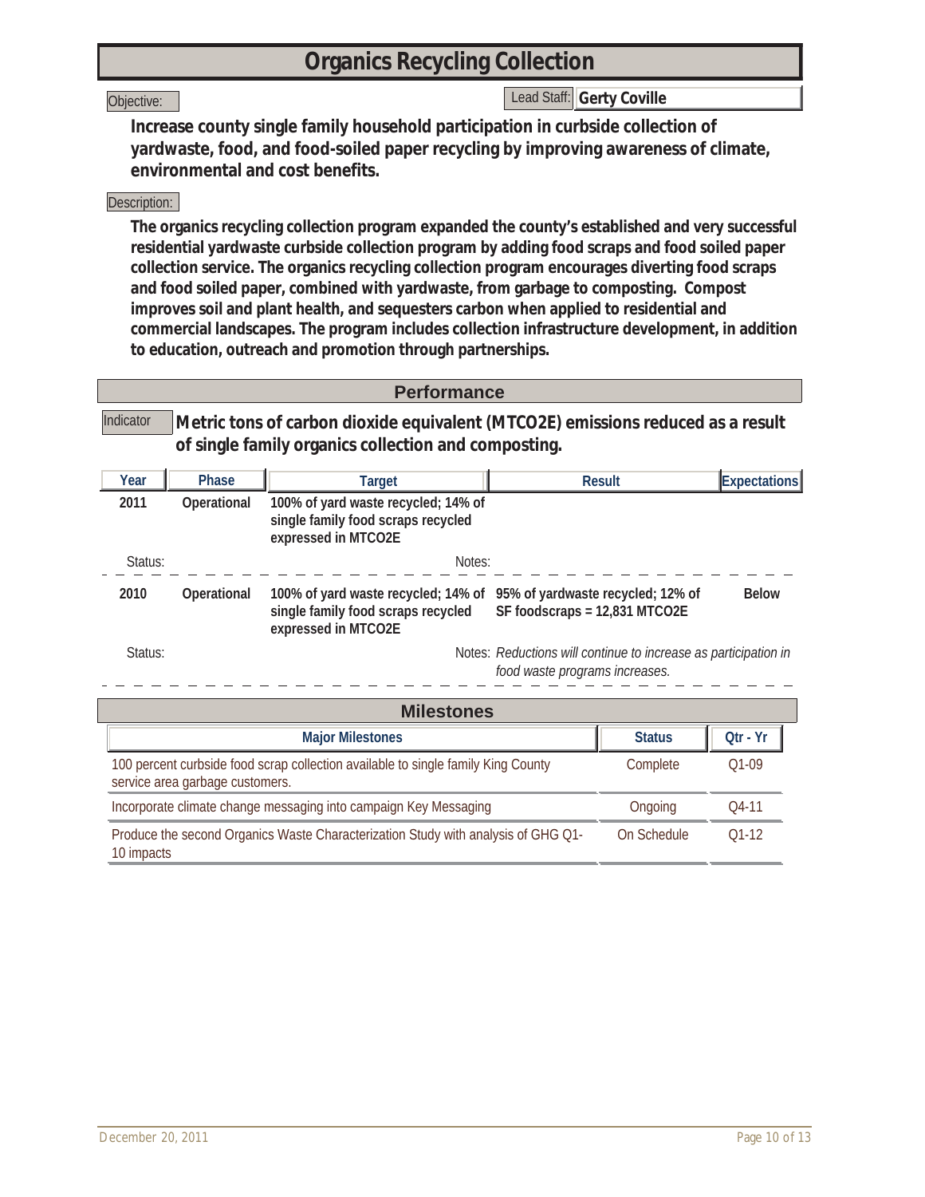# Organics Recycling Collection

Objective:

Lead Staff: **Gerty Coville**

**Increase county single family household participation in curbside collection of yardwaste, food, and food-soiled paper recycling by improving awareness of climate, environmental and cost benefits.**

Description:

**The organics recycling collection program expanded the county's established and very successful residential yardwaste curbside collection program by adding food scraps and food soiled paper collection service. The organics recycling collection program encourages diverting food scraps and food soiled paper, combined with yardwaste, from garbage to composting. Compost improves soil and plant health, and sequesters carbon when applied to residential and commercial landscapes. The program includes collection infrastructure development, in addition to education, outreach and promotion through partnerships.**

## Performance

Indicator **Metric tons of carbon dioxide equivalent (MTCO2E) emissions reduced as a result of single family organics collection and composting.**

| Year | Phase | Target | Result | Expectations |
|---|---|---|---|---|
| **2011** | **Operational** | **100% of yard waste recycled; 14% of single family food scraps recycled expressed in MTCO2E** | | |
| Status: | | Notes: | | |
| **2010** | **Operational** | **100% of yard waste recycled; 14% of single family food scraps recycled expressed in MTCO2E** | **95% of yardwaste recycled; 12% of SF foodscraps = 12,831 MTCO2E** | **Below** |
| Status: | | Notes: | *Reductions will continue to increase as participation in food waste programs increases.* | |

## Milestones

| Major Milestones | Status | Qtr - Yr |
|---|---|---|
| 100 percent curbside food scrap collection available to single family King County service area garbage customers. | Complete | Q1-09 |
| Incorporate climate change messaging into campaign Key Messaging | Ongoing | Q4-11 |
| Produce the second Organics Waste Characterization Study with analysis of GHG Q1-10 impacts | On Schedule | Q1-12 |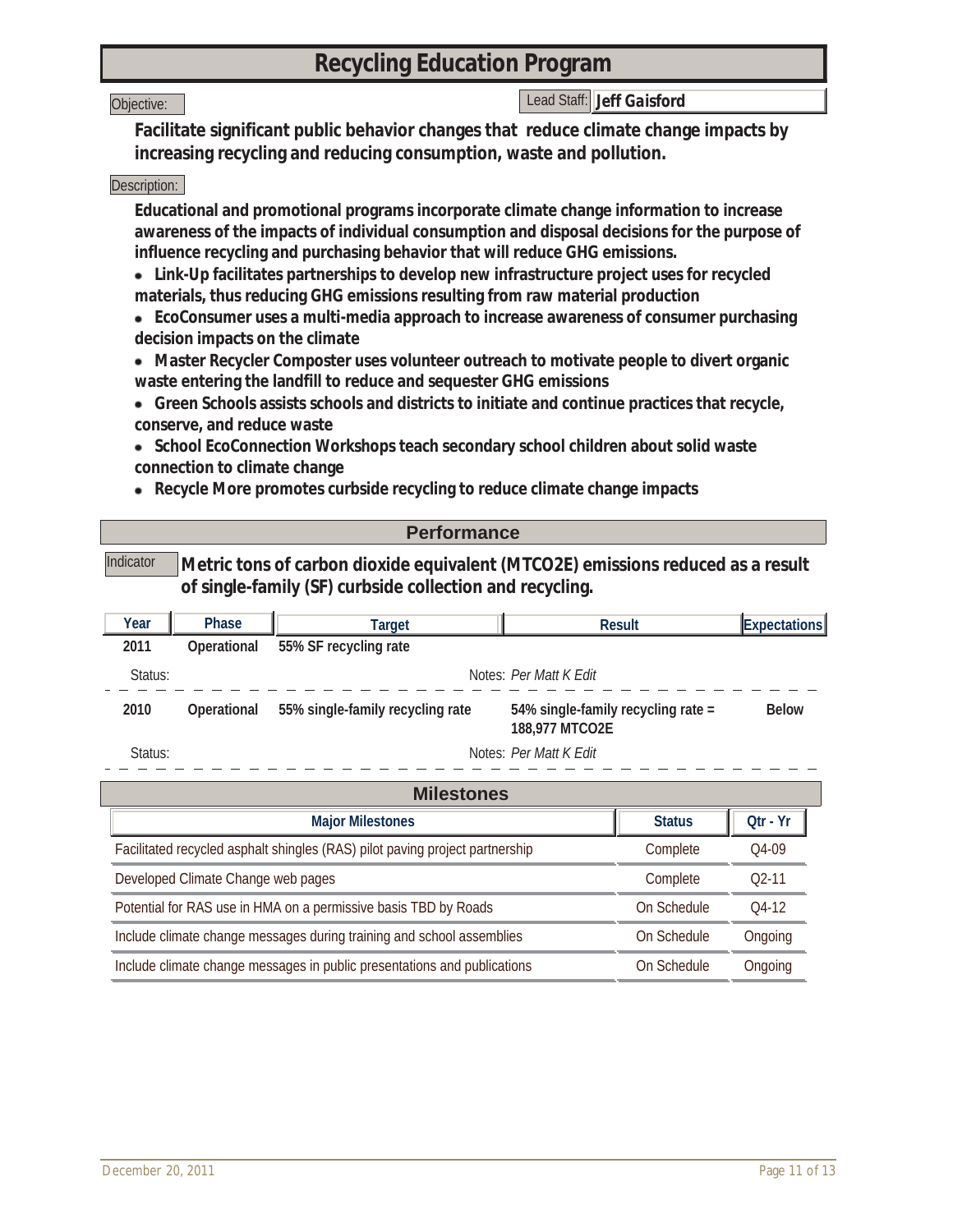# Recycling Education Program

Objective:

Lead Staff: **Jeff Gaisford**

**Facilitate significant public behavior changes that reduce climate change impacts by increasing recycling and reducing consumption, waste and pollution.**

Description:

**Educational and promotional programs incorporate climate change information to increase awareness of the impacts of individual consumption and disposal decisions for the purpose of influence recycling and purchasing behavior that will reduce GHG emissions.**

- **Link-Up facilitates partnerships to develop new infrastructure project uses for recycled materials, thus reducing GHG emissions resulting from raw material production**
- **EcoConsumer uses a multi-media approach to increase awareness of consumer purchasing decision impacts on the climate**
- **Master Recycler Composter uses volunteer outreach to motivate people to divert organic waste entering the landfill to reduce and sequester GHG emissions**
- **Green Schools assists schools and districts to initiate and continue practices that recycle, conserve, and reduce waste**
- **School EcoConnection Workshops teach secondary school children about solid waste connection to climate change**
- **Recycle More promotes curbside recycling to reduce climate change impacts**

## Performance

Indicator: **Metric tons of carbon dioxide equivalent (MTCO2E) emissions reduced as a result of single-family (SF) curbside collection and recycling.**

| Year | Phase | Target | Result | Expectations |
|---|---|---|---|---|
| 2011 | Operational | 55% SF recycling rate | | |
| Status: | | | Notes: *Per Matt K Edit* | |
| 2010 | Operational | 55% single-family recycling rate | 54% single-family recycling rate = 188,977 MTCO2E | Below |
| Status: | | | Notes: *Per Matt K Edit* | |

## Milestones

| Major Milestones | Status | Qtr - Yr |
|---|---|---|
| Facilitated recycled asphalt shingles (RAS) pilot paving project partnership | Complete | Q4-09 |
| Developed Climate Change web pages | Complete | Q2-11 |
| Potential for RAS use in HMA on a permissive basis TBD by Roads | On Schedule | Q4-12 |
| Include climate change messages during training and school assemblies | On Schedule | Ongoing |
| Include climate change messages in public presentations and publications | On Schedule | Ongoing |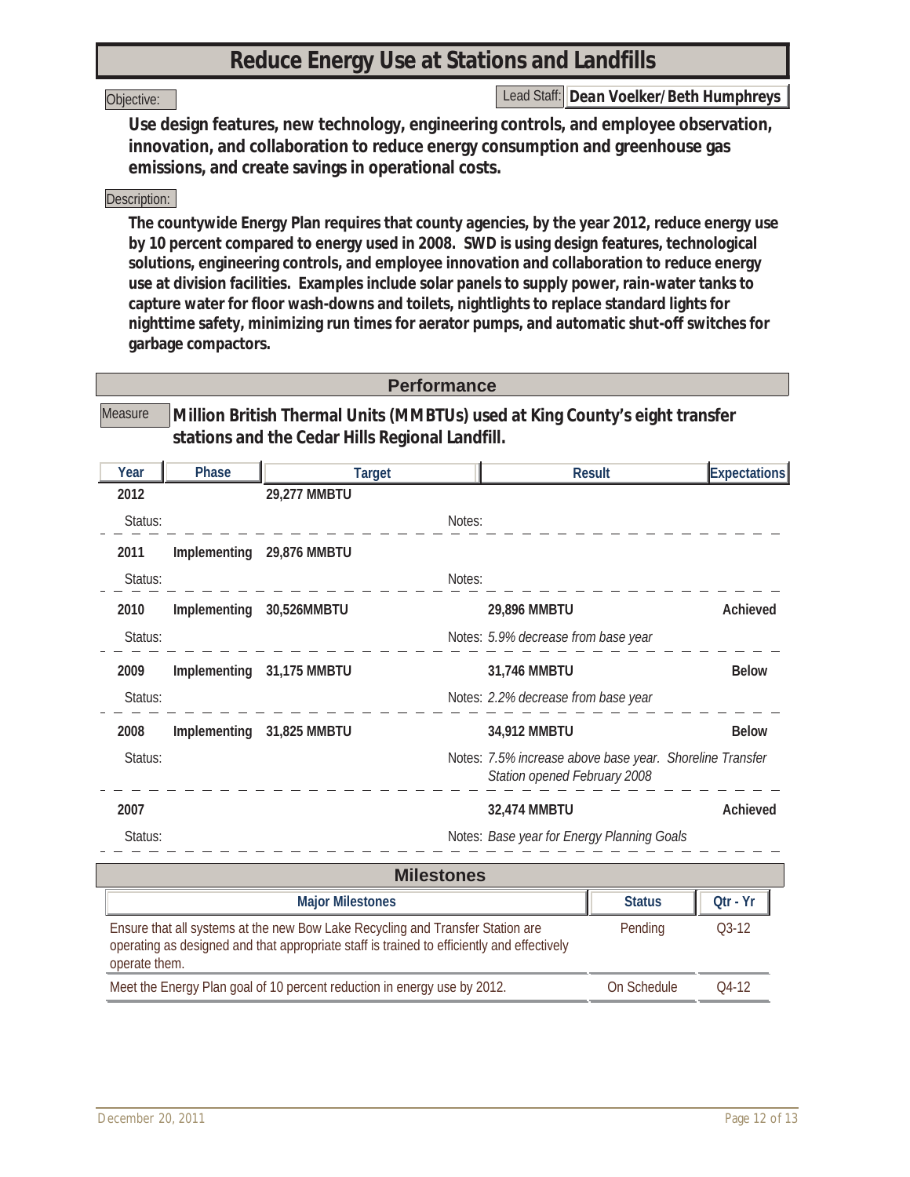# Reduce Energy Use at Stations and Landfills

**Objective:**

Lead Staff: **Dean Voelker/Beth Humphreys**

**Use design features, new technology, engineering controls, and employee observation, innovation, and collaboration to reduce energy consumption and greenhouse gas emissions, and create savings in operational costs.**

**Description:**

**The countywide Energy Plan requires that county agencies, by the year 2012, reduce energy use by 10 percent compared to energy used in 2008. SWD is using design features, technological solutions, engineering controls, and employee innovation and collaboration to reduce energy use at division facilities. Examples include solar panels to supply power, rain-water tanks to capture water for floor wash-downs and toilets, nightlights to replace standard lights for nighttime safety, minimizing run times for aerator pumps, and automatic shut-off switches for garbage compactors.**

## Performance

**Measure:** **Million British Thermal Units (MMBTUs) used at King County's eight transfer stations and the Cedar Hills Regional Landfill.**

| Year | Phase | Target | Result | Expectations |
|---|---|---|---|---|
| 2012 | | 29,277 MMBTU | | |
| Status: | | | Notes: | |
| 2011 | Implementing | 29,876 MMBTU | | |
| Status: | | | Notes: | |
| 2010 | Implementing | 30,526MMBTU | 29,896 MMBTU | Achieved |
| Status: | | | Notes: *5.9% decrease from base year* | |
| 2009 | Implementing | 31,175 MMBTU | 31,746 MMBTU | Below |
| Status: | | | Notes: *2.2% decrease from base year* | |
| 2008 | Implementing | 31,825 MMBTU | 34,912 MMBTU | Below |
| Status: | | | Notes: *7.5% increase above base year. Shoreline Transfer Station opened February 2008* | |
| 2007 | | | 32,474 MMBTU | Achieved |
| Status: | | | Notes: *Base year for Energy Planning Goals* | |

## Milestones

| Major Milestones | Status | Qtr - Yr |
|---|---|---|
| Ensure that all systems at the new Bow Lake Recycling and Transfer Station are operating as designed and that appropriate staff is trained to efficiently and effectively operate them. | Pending | Q3-12 |
| Meet the Energy Plan goal of 10 percent reduction in energy use by 2012. | On Schedule | Q4-12 |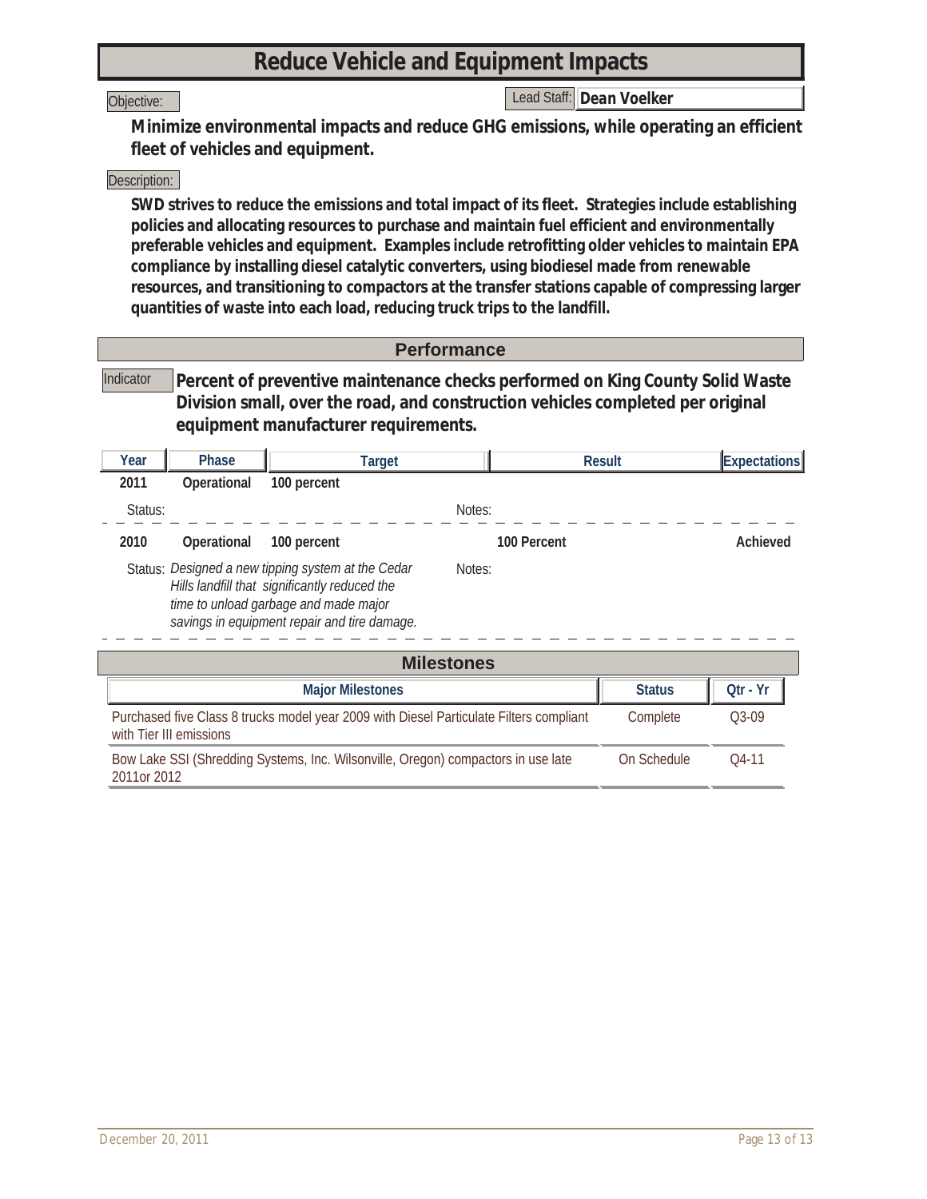# Reduce Vehicle and Equipment Impacts

Objective:

Lead Staff: **Dean Voelker**

**Minimize environmental impacts and reduce GHG emissions, while operating an efficient fleet of vehicles and equipment.**

Description:

**SWD strives to reduce the emissions and total impact of its fleet. Strategies include establishing policies and allocating resources to purchase and maintain fuel efficient and environmentally preferable vehicles and equipment. Examples include retrofitting older vehicles to maintain EPA compliance by installing diesel catalytic converters, using biodiesel made from renewable resources, and transitioning to compactors at the transfer stations capable of compressing larger quantities of waste into each load, reducing truck trips to the landfill.**

## Performance

Indicator **Percent of preventive maintenance checks performed on King County Solid Waste Division small, over the road, and construction vehicles completed per original equipment manufacturer requirements.**

| Year | Phase | Target | Result | Expectations |
|---|---|---|---|---|
| 2011 | Operational | 100 percent | | |
| Status: | | Notes: | | |
| 2010 | Operational | 100 percent | 100 Percent | Achieved |
| Status: *Designed a new tipping system at the Cedar Hills landfill that significantly reduced the time to unload garbage and made major savings in equipment repair and tire damage.* | | Notes: | | |

## Milestones

| Major Milestones | Status | Qtr - Yr |
|---|---|---|
| Purchased five Class 8 trucks model year 2009 with Diesel Particulate Filters compliant with Tier III emissions | Complete | Q3-09 |
| Bow Lake SSI (Shredding Systems, Inc. Wilsonville, Oregon) compactors in use late 2011or 2012 | On Schedule | Q4-11 |